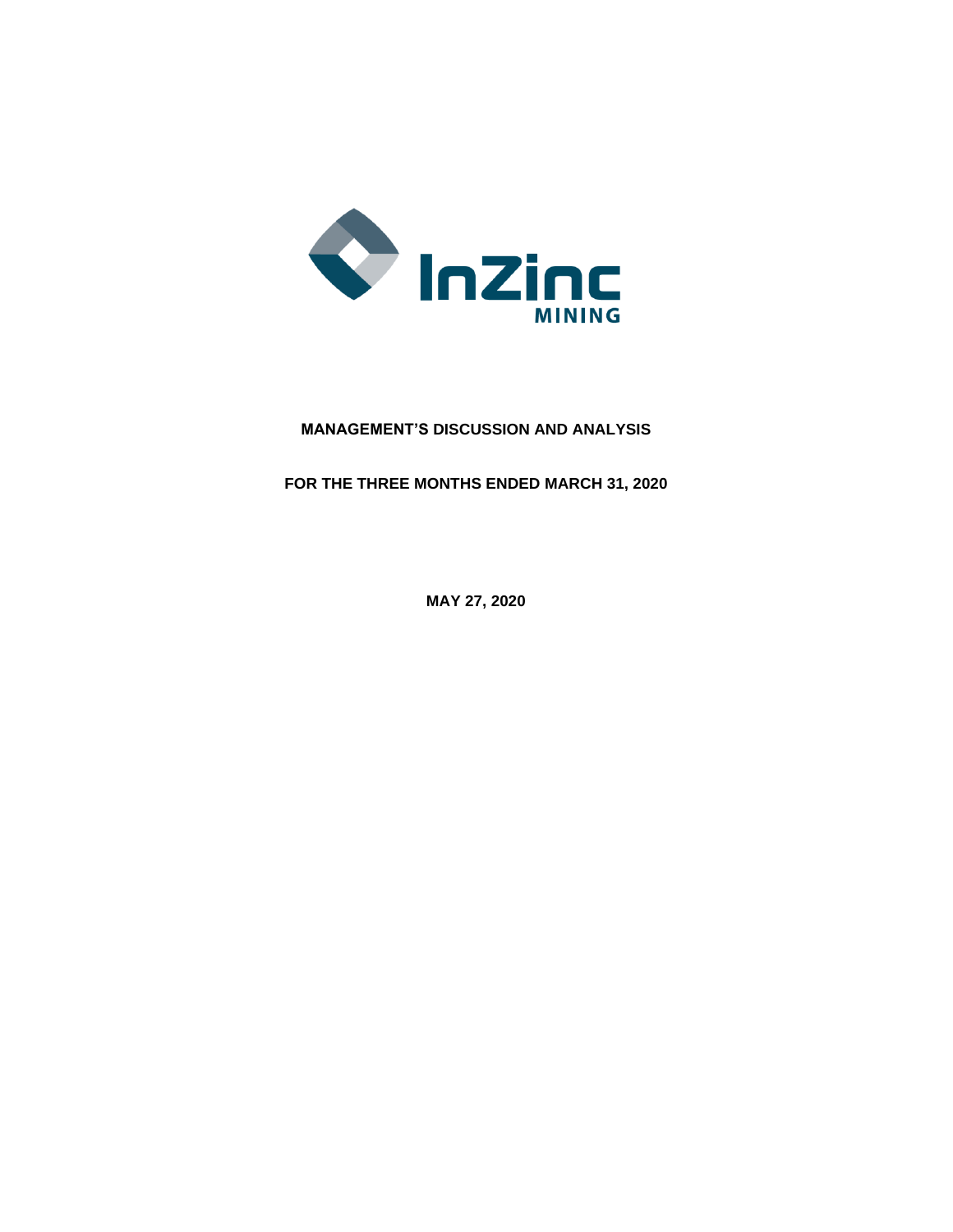InZinc MINING

**MANAGEMENT'S DISCUSSION AND ANALYSIS**

**FOR THE THREE MONTHS ENDED MARCH 31, 2020**

**MAY 27, 2020**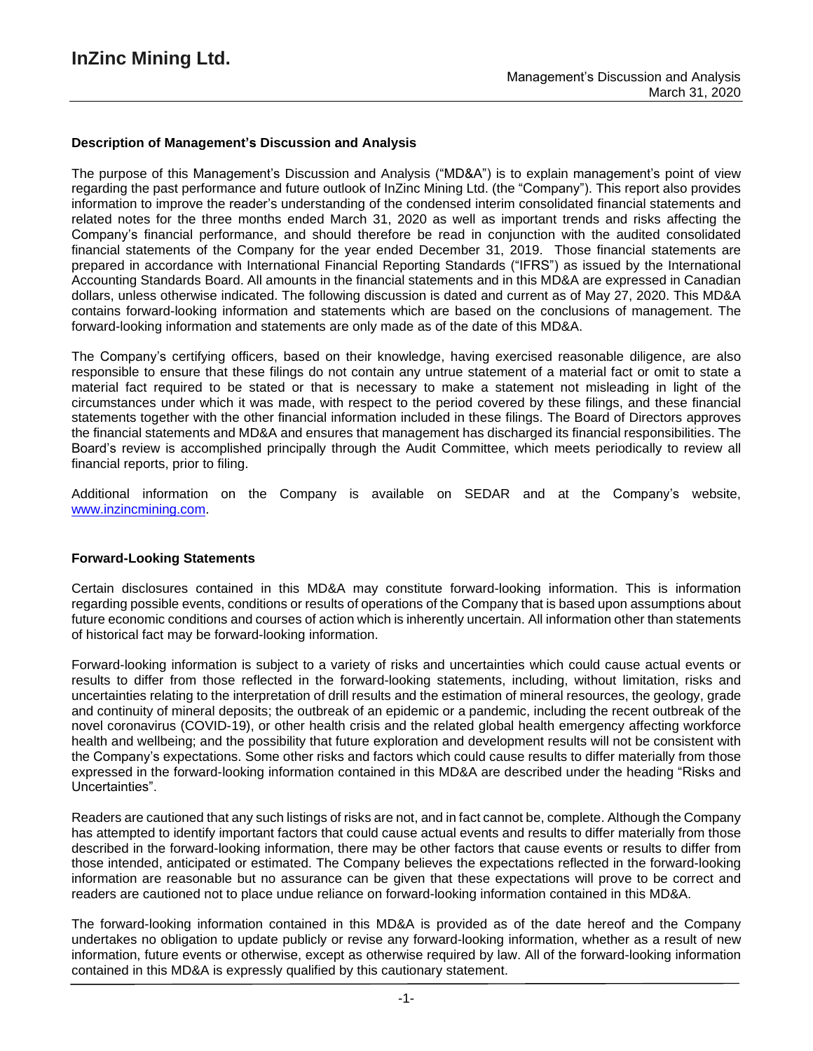## Description of Management's Discussion and Analysis

The purpose of this Management's Discussion and Analysis ("MD&A") is to explain management's point of view regarding the past performance and future outlook of InZinc Mining Ltd. (the "Company"). This report also provides information to improve the reader's understanding of the condensed interim consolidated financial statements and related notes for the three months ended March 31, 2020 as well as important trends and risks affecting the Company's financial performance, and should therefore be read in conjunction with the audited consolidated financial statements of the Company for the year ended December 31, 2019. Those financial statements are prepared in accordance with International Financial Reporting Standards ("IFRS") as issued by the International Accounting Standards Board. All amounts in the financial statements and in this MD&A are expressed in Canadian dollars, unless otherwise indicated. The following discussion is dated and current as of May 27, 2020. This MD&A contains forward-looking information and statements which are based on the conclusions of management. The forward-looking information and statements are only made as of the date of this MD&A.

The Company's certifying officers, based on their knowledge, having exercised reasonable diligence, are also responsible to ensure that these filings do not contain any untrue statement of a material fact or omit to state a material fact required to be stated or that is necessary to make a statement not misleading in light of the circumstances under which it was made, with respect to the period covered by these filings, and these financial statements together with the other financial information included in these filings. The Board of Directors approves the financial statements and MD&A and ensures that management has discharged its financial responsibilities. The Board's review is accomplished principally through the Audit Committee, which meets periodically to review all financial reports, prior to filing.

Additional information on the Company is available on SEDAR and at the Company's website, [www.inzincmining.com](http://www.inzincmining.com).

## Forward-Looking Statements

Certain disclosures contained in this MD&A may constitute forward-looking information. This is information regarding possible events, conditions or results of operations of the Company that is based upon assumptions about future economic conditions and courses of action which is inherently uncertain. All information other than statements of historical fact may be forward-looking information.

Forward-looking information is subject to a variety of risks and uncertainties which could cause actual events or results to differ from those reflected in the forward-looking statements, including, without limitation, risks and uncertainties relating to the interpretation of drill results and the estimation of mineral resources, the geology, grade and continuity of mineral deposits; the outbreak of an epidemic or a pandemic, including the recent outbreak of the novel coronavirus (COVID-19), or other health crisis and the related global health emergency affecting workforce health and wellbeing; and the possibility that future exploration and development results will not be consistent with the Company's expectations. Some other risks and factors which could cause results to differ materially from those expressed in the forward-looking information contained in this MD&A are described under the heading "Risks and Uncertainties".

Readers are cautioned that any such listings of risks are not, and in fact cannot be, complete. Although the Company has attempted to identify important factors that could cause actual events and results to differ materially from those described in the forward-looking information, there may be other factors that cause events or results to differ from those intended, anticipated or estimated. The Company believes the expectations reflected in the forward-looking information are reasonable but no assurance can be given that these expectations will prove to be correct and readers are cautioned not to place undue reliance on forward-looking information contained in this MD&A.

The forward-looking information contained in this MD&A is provided as of the date hereof and the Company undertakes no obligation to update publicly or revise any forward-looking information, whether as a result of new information, future events or otherwise, except as otherwise required by law. All of the forward-looking information contained in this MD&A is expressly qualified by this cautionary statement.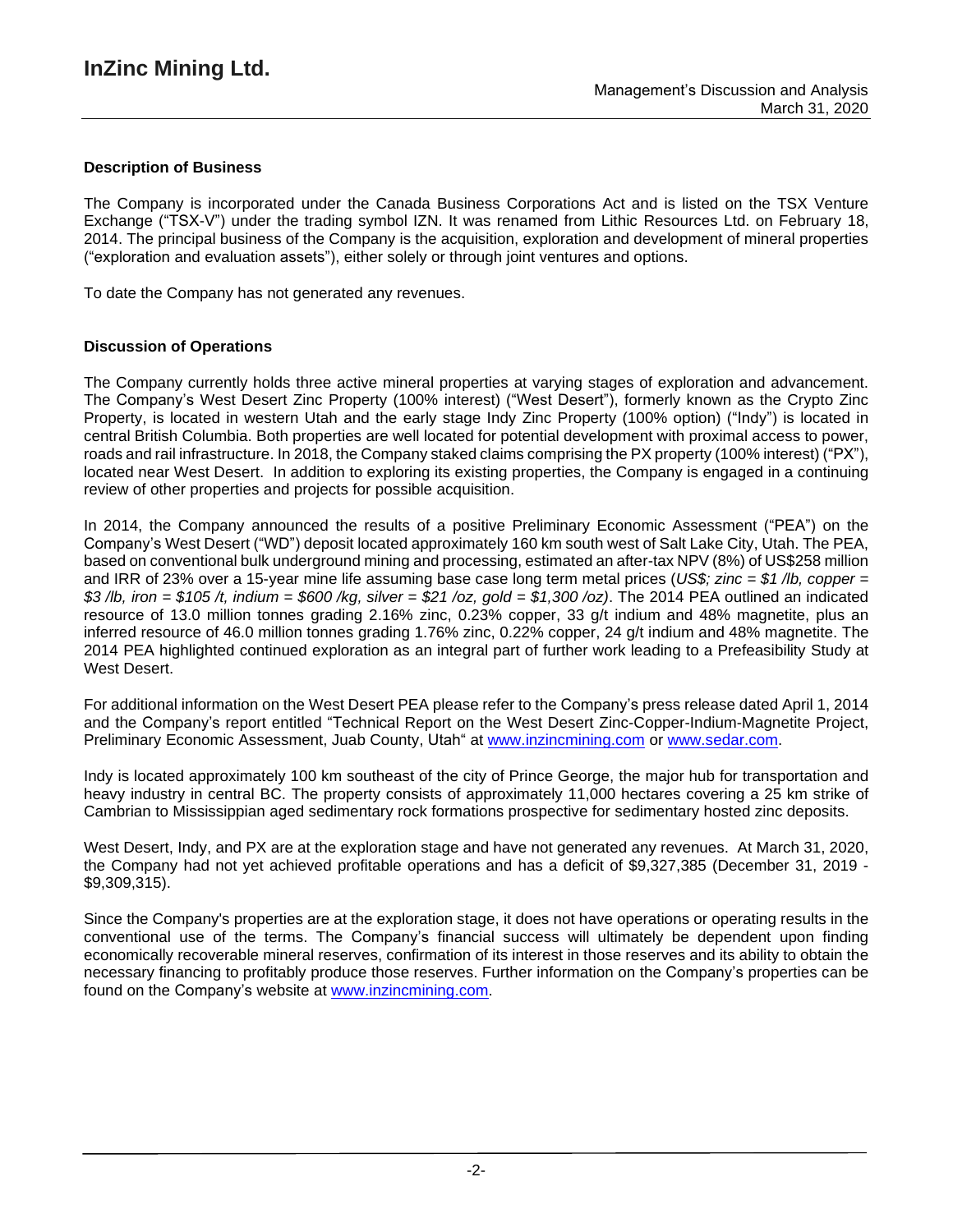## Description of Business

The Company is incorporated under the Canada Business Corporations Act and is listed on the TSX Venture Exchange ("TSX-V") under the trading symbol IZN. It was renamed from Lithic Resources Ltd. on February 18, 2014. The principal business of the Company is the acquisition, exploration and development of mineral properties ("exploration and evaluation assets"), either solely or through joint ventures and options.

To date the Company has not generated any revenues.

## Discussion of Operations

The Company currently holds three active mineral properties at varying stages of exploration and advancement. The Company's West Desert Zinc Property (100% interest) ("West Desert"), formerly known as the Crypto Zinc Property, is located in western Utah and the early stage Indy Zinc Property (100% option) ("Indy") is located in central British Columbia. Both properties are well located for potential development with proximal access to power, roads and rail infrastructure. In 2018, the Company staked claims comprising the PX property (100% interest) ("PX"), located near West Desert. In addition to exploring its existing properties, the Company is engaged in a continuing review of other properties and projects for possible acquisition.

In 2014, the Company announced the results of a positive Preliminary Economic Assessment ("PEA") on the Company's West Desert ("WD") deposit located approximately 160 km south west of Salt Lake City, Utah. The PEA, based on conventional bulk underground mining and processing, estimated an after-tax NPV (8%) of US$258 million and IRR of 23% over a 15-year mine life assuming base case long term metal prices (*US$; zinc = $1 /lb, copper = $3 /lb, iron = $105 /t, indium = $600 /kg, silver = $21 /oz, gold = $1,300 /oz)*. The 2014 PEA outlined an indicated resource of 13.0 million tonnes grading 2.16% zinc, 0.23% copper, 33 g/t indium and 48% magnetite, plus an inferred resource of 46.0 million tonnes grading 1.76% zinc, 0.22% copper, 24 g/t indium and 48% magnetite. The 2014 PEA highlighted continued exploration as an integral part of further work leading to a Prefeasibility Study at West Desert.

For additional information on the West Desert PEA please refer to the Company's press release dated April 1, 2014 and the Company's report entitled "Technical Report on the West Desert Zinc-Copper-Indium-Magnetite Project, Preliminary Economic Assessment, Juab County, Utah" at www.inzincmining.com or www.sedar.com.

Indy is located approximately 100 km southeast of the city of Prince George, the major hub for transportation and heavy industry in central BC. The property consists of approximately 11,000 hectares covering a 25 km strike of Cambrian to Mississippian aged sedimentary rock formations prospective for sedimentary hosted zinc deposits.

West Desert, Indy, and PX are at the exploration stage and have not generated any revenues. At March 31, 2020, the Company had not yet achieved profitable operations and has a deficit of $9,327,385 (December 31, 2019 - $9,309,315).

Since the Company's properties are at the exploration stage, it does not have operations or operating results in the conventional use of the terms. The Company's financial success will ultimately be dependent upon finding economically recoverable mineral reserves, confirmation of its interest in those reserves and its ability to obtain the necessary financing to profitably produce those reserves. Further information on the Company's properties can be found on the Company's website at www.inzincmining.com.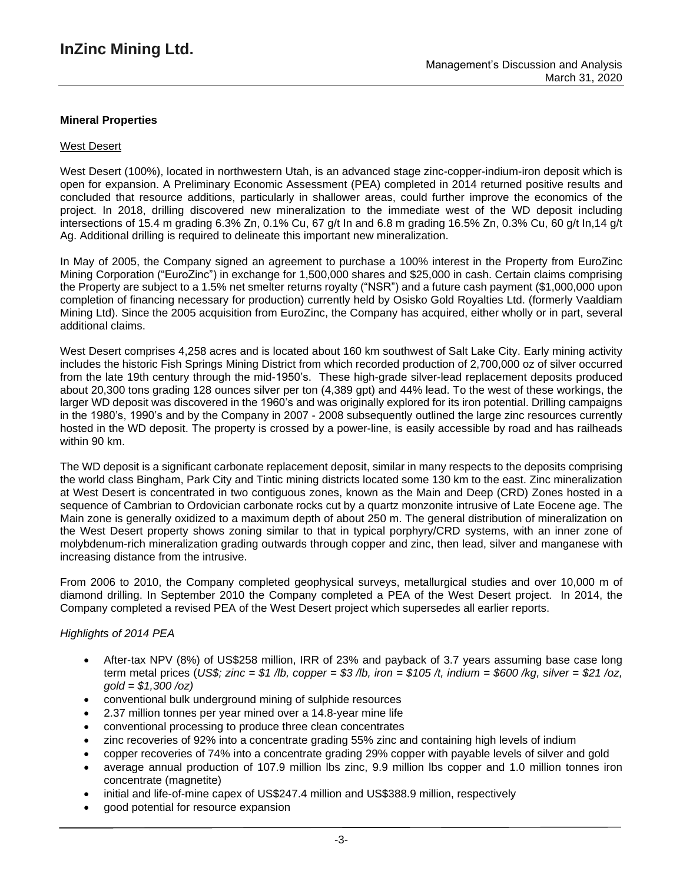## Mineral Properties

### West Desert

West Desert (100%), located in northwestern Utah, is an advanced stage zinc-copper-indium-iron deposit which is open for expansion. A Preliminary Economic Assessment (PEA) completed in 2014 returned positive results and concluded that resource additions, particularly in shallower areas, could further improve the economics of the project. In 2018, drilling discovered new mineralization to the immediate west of the WD deposit including intersections of 15.4 m grading 6.3% Zn, 0.1% Cu, 67 g/t In and 6.8 m grading 16.5% Zn, 0.3% Cu, 60 g/t In,14 g/t Ag. Additional drilling is required to delineate this important new mineralization.

In May of 2005, the Company signed an agreement to purchase a 100% interest in the Property from EuroZinc Mining Corporation ("EuroZinc") in exchange for 1,500,000 shares and $25,000 in cash. Certain claims comprising the Property are subject to a 1.5% net smelter returns royalty ("NSR") and a future cash payment ($1,000,000 upon completion of financing necessary for production) currently held by Osisko Gold Royalties Ltd. (formerly Vaaldiam Mining Ltd). Since the 2005 acquisition from EuroZinc, the Company has acquired, either wholly or in part, several additional claims.

West Desert comprises 4,258 acres and is located about 160 km southwest of Salt Lake City. Early mining activity includes the historic Fish Springs Mining District from which recorded production of 2,700,000 oz of silver occurred from the late 19th century through the mid-1950's. These high-grade silver-lead replacement deposits produced about 20,300 tons grading 128 ounces silver per ton (4,389 gpt) and 44% lead. To the west of these workings, the larger WD deposit was discovered in the 1960's and was originally explored for its iron potential. Drilling campaigns in the 1980's, 1990's and by the Company in 2007 - 2008 subsequently outlined the large zinc resources currently hosted in the WD deposit. The property is crossed by a power-line, is easily accessible by road and has railheads within 90 km.

The WD deposit is a significant carbonate replacement deposit, similar in many respects to the deposits comprising the world class Bingham, Park City and Tintic mining districts located some 130 km to the east. Zinc mineralization at West Desert is concentrated in two contiguous zones, known as the Main and Deep (CRD) Zones hosted in a sequence of Cambrian to Ordovician carbonate rocks cut by a quartz monzonite intrusive of Late Eocene age. The Main zone is generally oxidized to a maximum depth of about 250 m. The general distribution of mineralization on the West Desert property shows zoning similar to that in typical porphyry/CRD systems, with an inner zone of molybdenum-rich mineralization grading outwards through copper and zinc, then lead, silver and manganese with increasing distance from the intrusive.

From 2006 to 2010, the Company completed geophysical surveys, metallurgical studies and over 10,000 m of diamond drilling. In September 2010 the Company completed a PEA of the West Desert project. In 2014, the Company completed a revised PEA of the West Desert project which supersedes all earlier reports.

*Highlights of 2014 PEA*

- After-tax NPV (8%) of US$258 million, IRR of 23% and payback of 3.7 years assuming base case long term metal prices (*US$; zinc = $1 /lb, copper = $3 /lb, iron = $105 /t, indium = $600 /kg, silver = $21 /oz, gold = $1,300 /oz)*
- conventional bulk underground mining of sulphide resources
- 2.37 million tonnes per year mined over a 14.8-year mine life
- conventional processing to produce three clean concentrates
- zinc recoveries of 92% into a concentrate grading 55% zinc and containing high levels of indium
- copper recoveries of 74% into a concentrate grading 29% copper with payable levels of silver and gold
- average annual production of 107.9 million lbs zinc, 9.9 million lbs copper and 1.0 million tonnes iron concentrate (magnetite)
- initial and life-of-mine capex of US$247.4 million and US$388.9 million, respectively
- good potential for resource expansion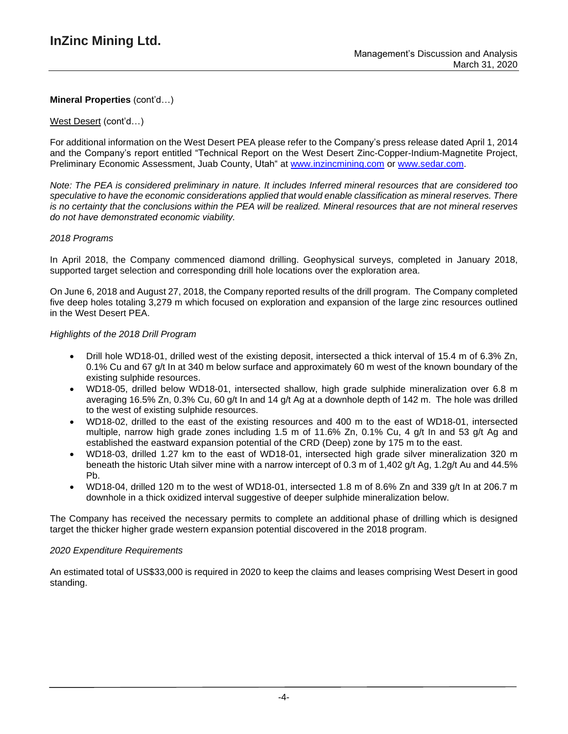**Mineral Properties** (cont'd…)

West Desert (cont'd…)

For additional information on the West Desert PEA please refer to the Company's press release dated April 1, 2014 and the Company's report entitled "Technical Report on the West Desert Zinc-Copper-Indium-Magnetite Project, Preliminary Economic Assessment, Juab County, Utah" at www.inzincmining.com or www.sedar.com.

*Note: The PEA is considered preliminary in nature. It includes Inferred mineral resources that are considered too speculative to have the economic considerations applied that would enable classification as mineral reserves. There is no certainty that the conclusions within the PEA will be realized. Mineral resources that are not mineral reserves do not have demonstrated economic viability.*

*2018 Programs*

In April 2018, the Company commenced diamond drilling. Geophysical surveys, completed in January 2018, supported target selection and corresponding drill hole locations over the exploration area.

On June 6, 2018 and August 27, 2018, the Company reported results of the drill program. The Company completed five deep holes totaling 3,279 m which focused on exploration and expansion of the large zinc resources outlined in the West Desert PEA.

*Highlights of the 2018 Drill Program*

- Drill hole WD18-01, drilled west of the existing deposit, intersected a thick interval of 15.4 m of 6.3% Zn, 0.1% Cu and 67 g/t In at 340 m below surface and approximately 60 m west of the known boundary of the existing sulphide resources.
- WD18-05, drilled below WD18-01, intersected shallow, high grade sulphide mineralization over 6.8 m averaging 16.5% Zn, 0.3% Cu, 60 g/t In and 14 g/t Ag at a downhole depth of 142 m. The hole was drilled to the west of existing sulphide resources.
- WD18-02, drilled to the east of the existing resources and 400 m to the east of WD18-01, intersected multiple, narrow high grade zones including 1.5 m of 11.6% Zn, 0.1% Cu, 4 g/t In and 53 g/t Ag and established the eastward expansion potential of the CRD (Deep) zone by 175 m to the east.
- WD18-03, drilled 1.27 km to the east of WD18-01, intersected high grade silver mineralization 320 m beneath the historic Utah silver mine with a narrow intercept of 0.3 m of 1,402 g/t Ag, 1.2g/t Au and 44.5% Pb.
- WD18-04, drilled 120 m to the west of WD18-01, intersected 1.8 m of 8.6% Zn and 339 g/t In at 206.7 m downhole in a thick oxidized interval suggestive of deeper sulphide mineralization below.

The Company has received the necessary permits to complete an additional phase of drilling which is designed target the thicker higher grade western expansion potential discovered in the 2018 program.

*2020 Expenditure Requirements*

An estimated total of US$33,000 is required in 2020 to keep the claims and leases comprising West Desert in good standing.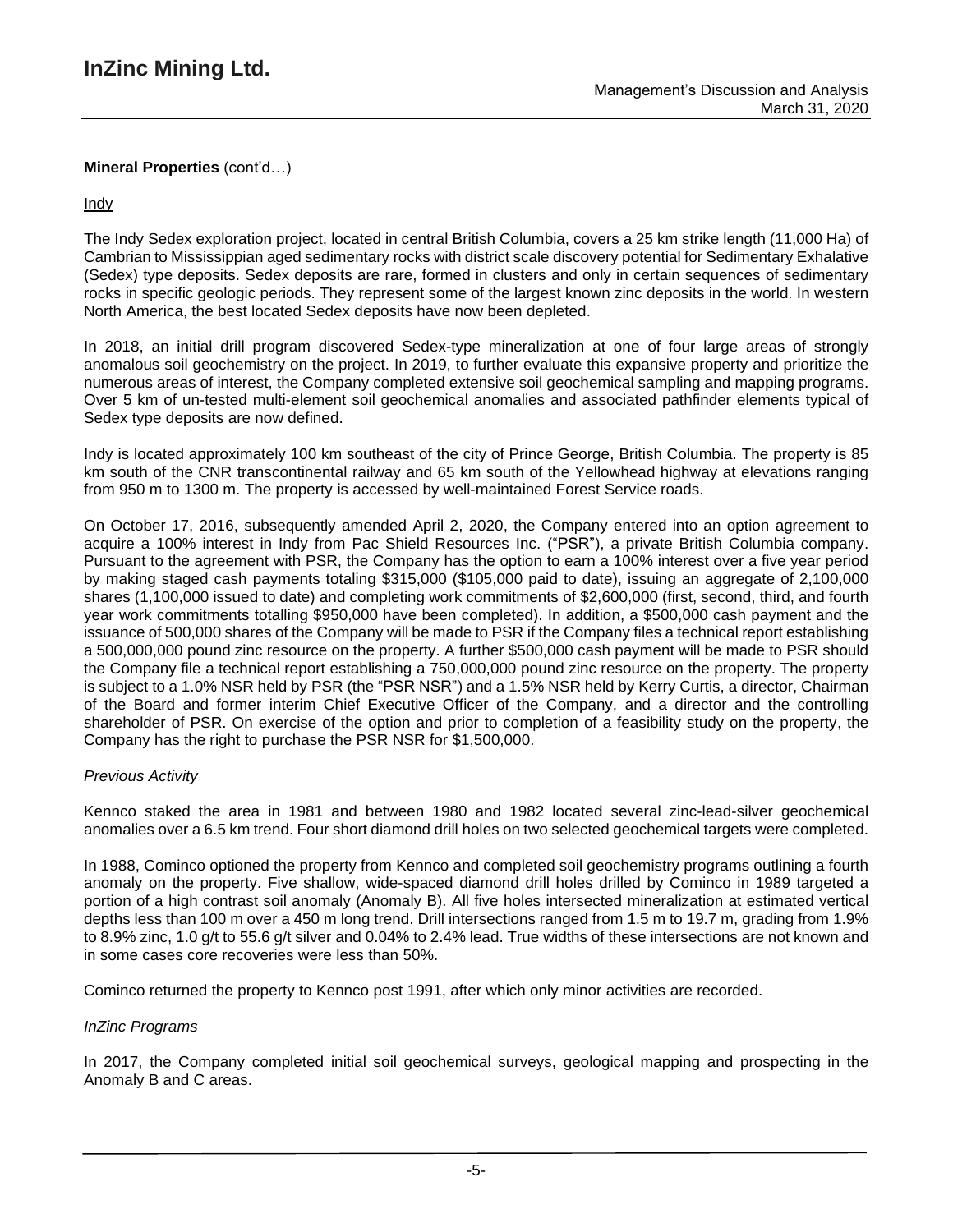**Mineral Properties** (cont'd…)

Indy

The Indy Sedex exploration project, located in central British Columbia, covers a 25 km strike length (11,000 Ha) of Cambrian to Mississippian aged sedimentary rocks with district scale discovery potential for Sedimentary Exhalative (Sedex) type deposits. Sedex deposits are rare, formed in clusters and only in certain sequences of sedimentary rocks in specific geologic periods. They represent some of the largest known zinc deposits in the world. In western North America, the best located Sedex deposits have now been depleted.

In 2018, an initial drill program discovered Sedex-type mineralization at one of four large areas of strongly anomalous soil geochemistry on the project. In 2019, to further evaluate this expansive property and prioritize the numerous areas of interest, the Company completed extensive soil geochemical sampling and mapping programs. Over 5 km of un-tested multi-element soil geochemical anomalies and associated pathfinder elements typical of Sedex type deposits are now defined.

Indy is located approximately 100 km southeast of the city of Prince George, British Columbia. The property is 85 km south of the CNR transcontinental railway and 65 km south of the Yellowhead highway at elevations ranging from 950 m to 1300 m. The property is accessed by well-maintained Forest Service roads.

On October 17, 2016, subsequently amended April 2, 2020, the Company entered into an option agreement to acquire a 100% interest in Indy from Pac Shield Resources Inc. ("PSR"), a private British Columbia company. Pursuant to the agreement with PSR, the Company has the option to earn a 100% interest over a five year period by making staged cash payments totaling $315,000 ($105,000 paid to date), issuing an aggregate of 2,100,000 shares (1,100,000 issued to date) and completing work commitments of $2,600,000 (first, second, third, and fourth year work commitments totalling $950,000 have been completed). In addition, a $500,000 cash payment and the issuance of 500,000 shares of the Company will be made to PSR if the Company files a technical report establishing a 500,000,000 pound zinc resource on the property. A further $500,000 cash payment will be made to PSR should the Company file a technical report establishing a 750,000,000 pound zinc resource on the property. The property is subject to a 1.0% NSR held by PSR (the "PSR NSR") and a 1.5% NSR held by Kerry Curtis, a director, Chairman of the Board and former interim Chief Executive Officer of the Company, and a director and the controlling shareholder of PSR. On exercise of the option and prior to completion of a feasibility study on the property, the Company has the right to purchase the PSR NSR for $1,500,000.

*Previous Activity*

Kennco staked the area in 1981 and between 1980 and 1982 located several zinc-lead-silver geochemical anomalies over a 6.5 km trend. Four short diamond drill holes on two selected geochemical targets were completed.

In 1988, Cominco optioned the property from Kennco and completed soil geochemistry programs outlining a fourth anomaly on the property. Five shallow, wide-spaced diamond drill holes drilled by Cominco in 1989 targeted a portion of a high contrast soil anomaly (Anomaly B). All five holes intersected mineralization at estimated vertical depths less than 100 m over a 450 m long trend. Drill intersections ranged from 1.5 m to 19.7 m, grading from 1.9% to 8.9% zinc, 1.0 g/t to 55.6 g/t silver and 0.04% to 2.4% lead. True widths of these intersections are not known and in some cases core recoveries were less than 50%.

Cominco returned the property to Kennco post 1991, after which only minor activities are recorded.

*InZinc Programs*

In 2017, the Company completed initial soil geochemical surveys, geological mapping and prospecting in the Anomaly B and C areas.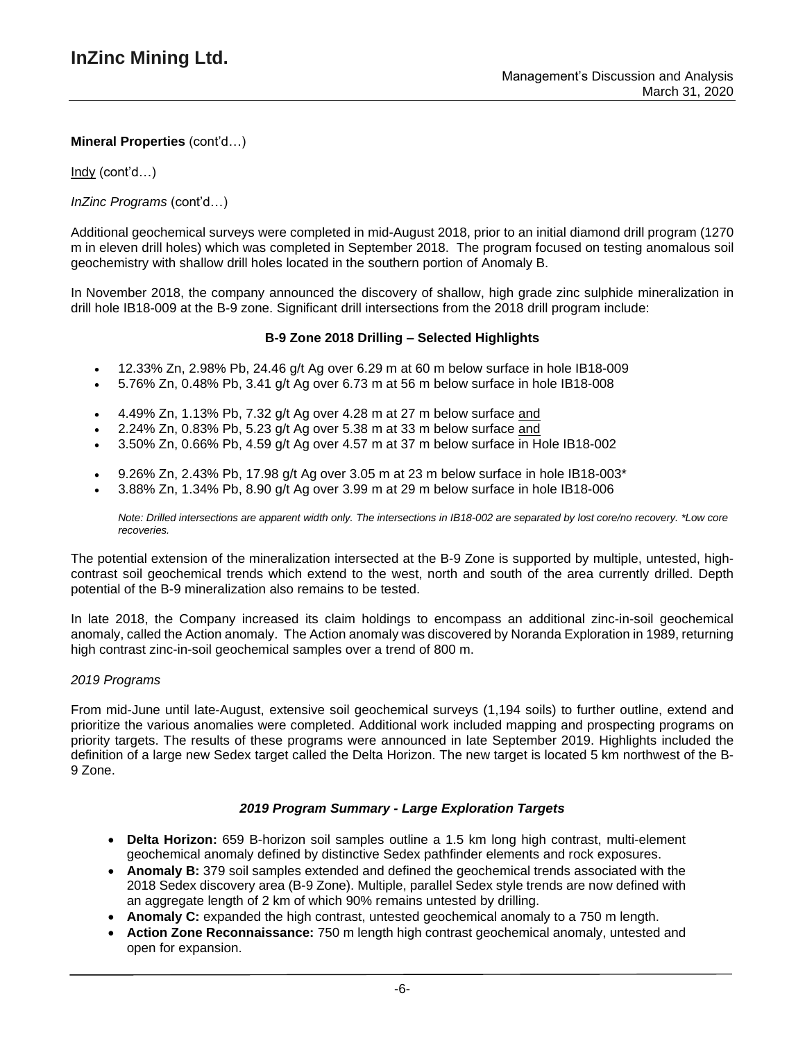**Mineral Properties** (cont'd…)

Indy (cont'd…)

*InZinc Programs* (cont'd…)

Additional geochemical surveys were completed in mid-August 2018, prior to an initial diamond drill program (1270 m in eleven drill holes) which was completed in September 2018. The program focused on testing anomalous soil geochemistry with shallow drill holes located in the southern portion of Anomaly B.

In November 2018, the company announced the discovery of shallow, high grade zinc sulphide mineralization in drill hole IB18-009 at the B-9 zone. Significant drill intersections from the 2018 drill program include:

**B-9 Zone 2018 Drilling – Selected Highlights**

- 12.33% Zn, 2.98% Pb, 24.46 g/t Ag over 6.29 m at 60 m below surface in hole IB18-009
- 5.76% Zn, 0.48% Pb, 3.41 g/t Ag over 6.73 m at 56 m below surface in hole IB18-008

- 4.49% Zn, 1.13% Pb, 7.32 g/t Ag over 4.28 m at 27 m below surface and
- 2.24% Zn, 0.83% Pb, 5.23 g/t Ag over 5.38 m at 33 m below surface and
- 3.50% Zn, 0.66% Pb, 4.59 g/t Ag over 4.57 m at 37 m below surface in Hole IB18-002

- 9.26% Zn, 2.43% Pb, 17.98 g/t Ag over 3.05 m at 23 m below surface in hole IB18-003*
- 3.88% Zn, 1.34% Pb, 8.90 g/t Ag over 3.99 m at 29 m below surface in hole IB18-006

*Note: Drilled intersections are apparent width only. The intersections in IB18-002 are separated by lost core/no recovery. *Low core recoveries.*

The potential extension of the mineralization intersected at the B-9 Zone is supported by multiple, untested, high-contrast soil geochemical trends which extend to the west, north and south of the area currently drilled. Depth potential of the B-9 mineralization also remains to be tested.

In late 2018, the Company increased its claim holdings to encompass an additional zinc-in-soil geochemical anomaly, called the Action anomaly. The Action anomaly was discovered by Noranda Exploration in 1989, returning high contrast zinc-in-soil geochemical samples over a trend of 800 m.

*2019 Programs*

From mid-June until late-August, extensive soil geochemical surveys (1,194 soils) to further outline, extend and prioritize the various anomalies were completed. Additional work included mapping and prospecting programs on priority targets. The results of these programs were announced in late September 2019. Highlights included the definition of a large new Sedex target called the Delta Horizon. The new target is located 5 km northwest of the B-9 Zone.

***2019 Program Summary - Large Exploration Targets***

- **Delta Horizon:** 659 B-horizon soil samples outline a 1.5 km long high contrast, multi-element geochemical anomaly defined by distinctive Sedex pathfinder elements and rock exposures.
- **Anomaly B:** 379 soil samples extended and defined the geochemical trends associated with the 2018 Sedex discovery area (B-9 Zone). Multiple, parallel Sedex style trends are now defined with an aggregate length of 2 km of which 90% remains untested by drilling.
- **Anomaly C:** expanded the high contrast, untested geochemical anomaly to a 750 m length.
- **Action Zone Reconnaissance:** 750 m length high contrast geochemical anomaly, untested and open for expansion.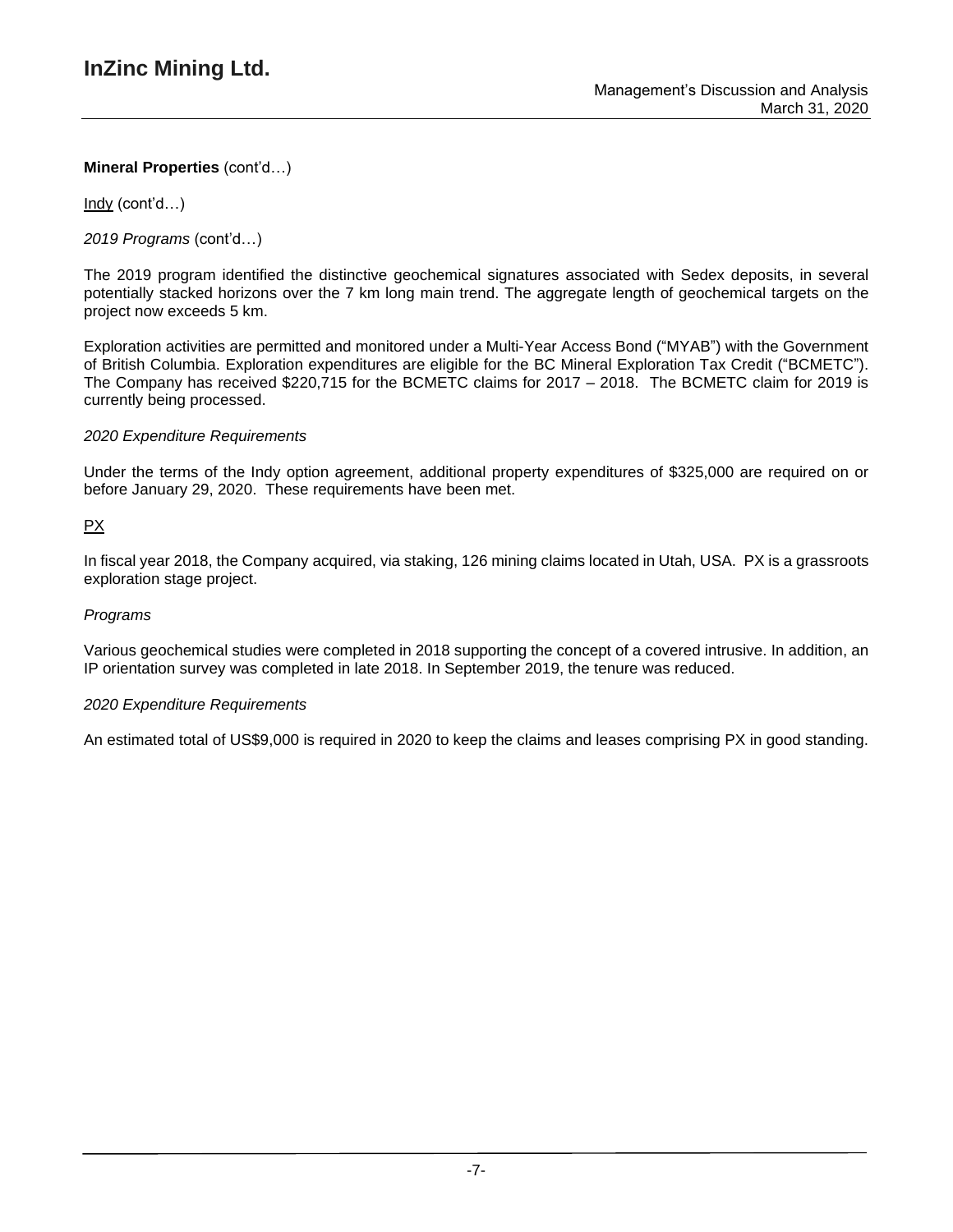**Mineral Properties** (cont'd…)

Indy (cont'd…)

*2019 Programs* (cont'd…)

The 2019 program identified the distinctive geochemical signatures associated with Sedex deposits, in several potentially stacked horizons over the 7 km long main trend. The aggregate length of geochemical targets on the project now exceeds 5 km.

Exploration activities are permitted and monitored under a Multi-Year Access Bond ("MYAB") with the Government of British Columbia. Exploration expenditures are eligible for the BC Mineral Exploration Tax Credit ("BCMETC"). The Company has received $220,715 for the BCMETC claims for 2017 – 2018. The BCMETC claim for 2019 is currently being processed.

*2020 Expenditure Requirements*

Under the terms of the Indy option agreement, additional property expenditures of $325,000 are required on or before January 29, 2020. These requirements have been met.

PX

In fiscal year 2018, the Company acquired, via staking, 126 mining claims located in Utah, USA. PX is a grassroots exploration stage project.

*Programs*

Various geochemical studies were completed in 2018 supporting the concept of a covered intrusive. In addition, an IP orientation survey was completed in late 2018. In September 2019, the tenure was reduced.

*2020 Expenditure Requirements*

An estimated total of US$9,000 is required in 2020 to keep the claims and leases comprising PX in good standing.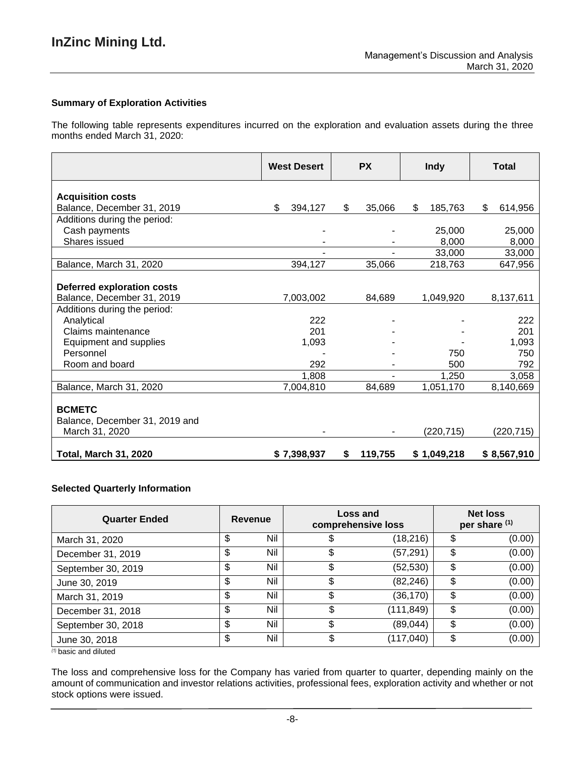### Summary of Exploration Activities

The following table represents expenditures incurred on the exploration and evaluation assets during the three months ended March 31, 2020:

| | West Desert | PX | Indy | Total |
|---|---|---|---|---|
| **Acquisition costs** | | | | |
| Balance, December 31, 2019 | $ 394,127 | $ 35,066 | $ 185,763 | $ 614,956 |
| Additions during the period: | | | | |
| Cash payments | - | - | 25,000 | 25,000 |
| Shares issued | - | - | 8,000 | 8,000 |
| | - | - | 33,000 | 33,000 |
| Balance, March 31, 2020 | 394,127 | 35,066 | 218,763 | 647,956 |
| **Deferred exploration costs** | | | | |
| Balance, December 31, 2019 | 7,003,002 | 84,689 | 1,049,920 | 8,137,611 |
| Additions during the period: | | | | |
| Analytical | 222 | - | - | 222 |
| Claims maintenance | 201 | - | - | 201 |
| Equipment and supplies | 1,093 | - | - | 1,093 |
| Personnel | - | - | 750 | 750 |
| Room and board | 292 | - | 500 | 792 |
| | 1,808 | - | 1,250 | 3,058 |
| Balance, March 31, 2020 | 7,004,810 | 84,689 | 1,051,170 | 8,140,669 |
| **BCMETC** | | | | |
| Balance, December 31, 2019 and March 31, 2020 | - | - | (220,715) | (220,715) |
| **Total, March 31, 2020** | **$ 7,398,937** | **$ 119,755** | **$ 1,049,218** | **$ 8,567,910** |

### Selected Quarterly Information

| Quarter Ended | Revenue | Loss and comprehensive loss | Net loss per share [(1)] |
|---|---|---|---|
| March 31, 2020 | $ Nil | $ (18,216) | $ (0.00) |
| December 31, 2019 | $ Nil | $ (57,291) | $ (0.00) |
| September 30, 2019 | $ Nil | $ (52,530) | $ (0.00) |
| June 30, 2019 | $ Nil | $ (82,246) | $ (0.00) |
| March 31, 2019 | $ Nil | $ (36,170) | $ (0.00) |
| December 31, 2018 | $ Nil | $ (111,849) | $ (0.00) |
| September 30, 2018 | $ Nil | $ (89,044) | $ (0.00) |
| June 30, 2018 | $ Nil | $ (117,040) | $ (0.00) |

[(1)] basic and diluted

The loss and comprehensive loss for the Company has varied from quarter to quarter, depending mainly on the amount of communication and investor relations activities, professional fees, exploration activity and whether or not stock options were issued.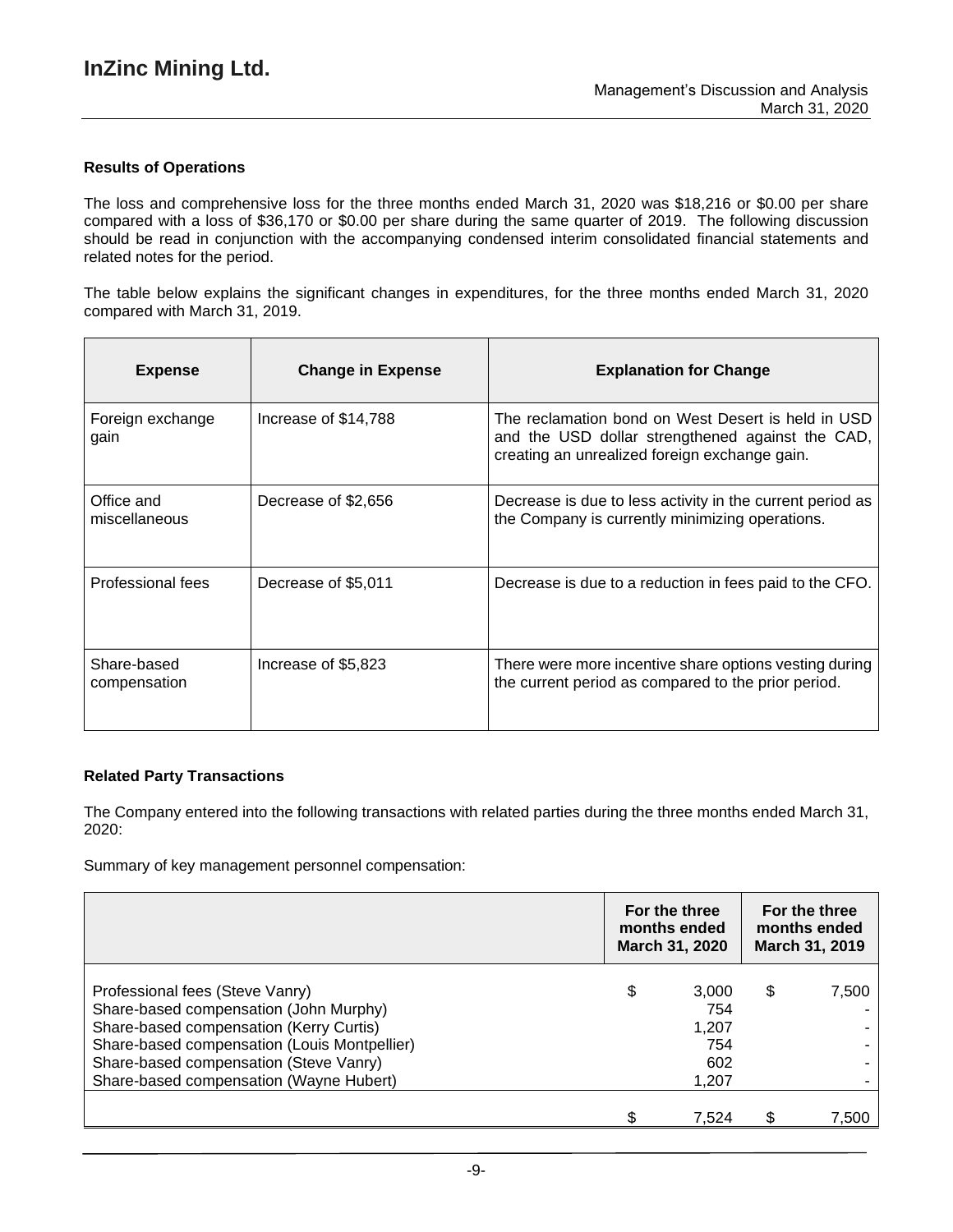## Results of Operations

The loss and comprehensive loss for the three months ended March 31, 2020 was $18,216 or $0.00 per share compared with a loss of $36,170 or $0.00 per share during the same quarter of 2019. The following discussion should be read in conjunction with the accompanying condensed interim consolidated financial statements and related notes for the period.

The table below explains the significant changes in expenditures, for the three months ended March 31, 2020 compared with March 31, 2019.

| Expense | Change in Expense | Explanation for Change |
|---|---|---|
| Foreign exchange gain | Increase of $14,788 | The reclamation bond on West Desert is held in USD and the USD dollar strengthened against the CAD, creating an unrealized foreign exchange gain. |
| Office and miscellaneous | Decrease of $2,656 | Decrease is due to less activity in the current period as the Company is currently minimizing operations. |
| Professional fees | Decrease of $5,011 | Decrease is due to a reduction in fees paid to the CFO. |
| Share-based compensation | Increase of $5,823 | There were more incentive share options vesting during the current period as compared to the prior period. |

## Related Party Transactions

The Company entered into the following transactions with related parties during the three months ended March 31, 2020:

Summary of key management personnel compensation:

| | For the three months ended March 31, 2020 | For the three months ended March 31, 2019 |
|---|---|---|
| Professional fees (Steve Vanry) | $ 3,000 | $ 7,500 |
| Share-based compensation (John Murphy) | 754 | - |
| Share-based compensation (Kerry Curtis) | 1,207 | - |
| Share-based compensation (Louis Montpellier) | 754 | - |
| Share-based compensation (Steve Vanry) | 602 | - |
| Share-based compensation (Wayne Hubert) | 1,207 | - |
| | $ 7,524 | $ 7,500 |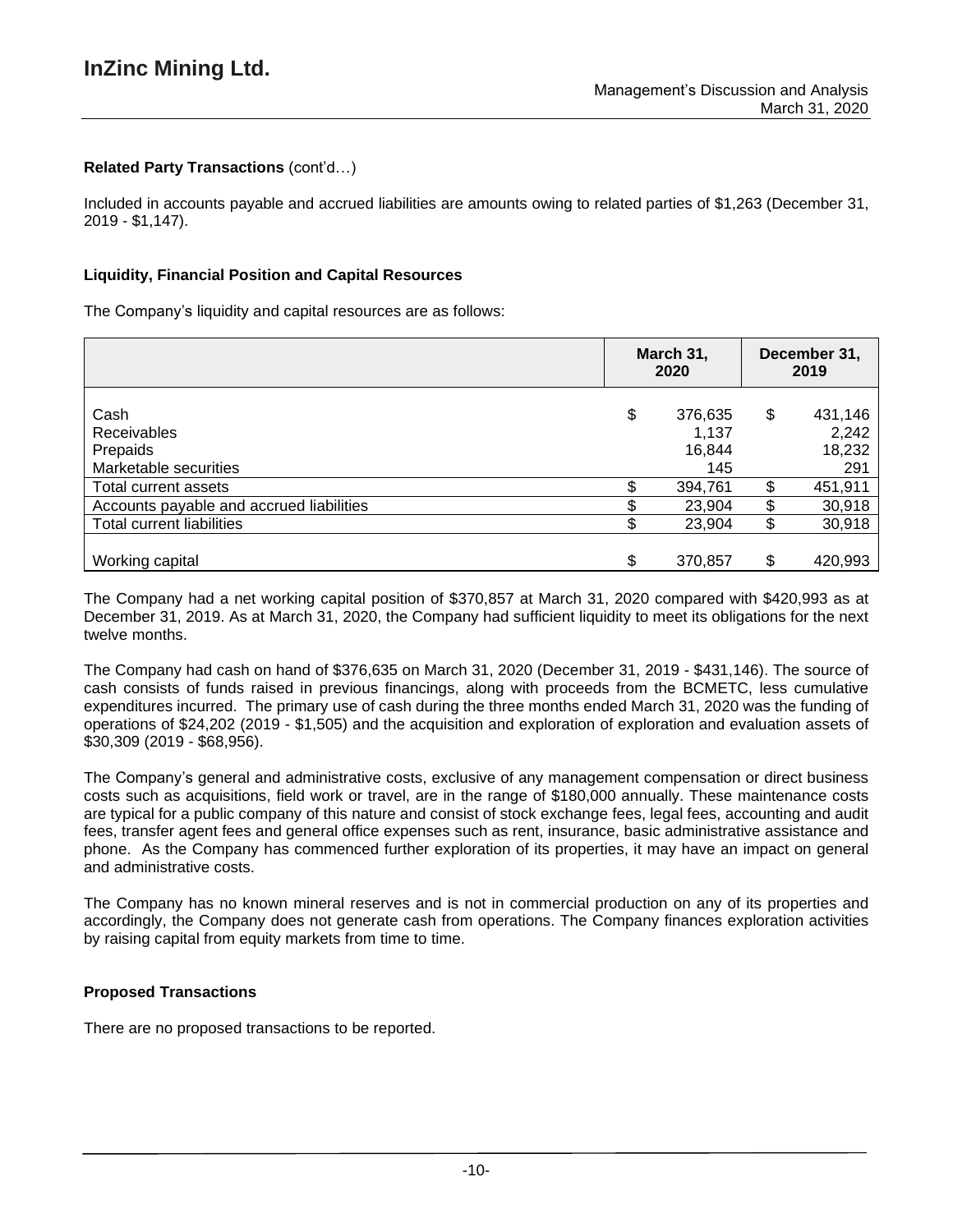**Related Party Transactions** (cont'd…)

Included in accounts payable and accrued liabilities are amounts owing to related parties of $1,263 (December 31, 2019 - $1,147).

**Liquidity, Financial Position and Capital Resources**

The Company's liquidity and capital resources are as follows:

| | March 31, 2020 | December 31, 2019 |
|---|---|---|
| Cash | $ 376,635 | $ 431,146 |
| Receivables | 1,137 | 2,242 |
| Prepaids | 16,844 | 18,232 |
| Marketable securities | 145 | 291 |
| Total current assets | $ 394,761 | $ 451,911 |
| Accounts payable and accrued liabilities | $ 23,904 | $ 30,918 |
| Total current liabilities | $ 23,904 | $ 30,918 |
| Working capital | $ 370,857 | $ 420,993 |

The Company had a net working capital position of $370,857 at March 31, 2020 compared with $420,993 as at December 31, 2019. As at March 31, 2020, the Company had sufficient liquidity to meet its obligations for the next twelve months.

The Company had cash on hand of $376,635 on March 31, 2020 (December 31, 2019 - $431,146). The source of cash consists of funds raised in previous financings, along with proceeds from the BCMETC, less cumulative expenditures incurred. The primary use of cash during the three months ended March 31, 2020 was the funding of operations of $24,202 (2019 - $1,505) and the acquisition and exploration of exploration and evaluation assets of $30,309 (2019 - $68,956).

The Company's general and administrative costs, exclusive of any management compensation or direct business costs such as acquisitions, field work or travel, are in the range of $180,000 annually. These maintenance costs are typical for a public company of this nature and consist of stock exchange fees, legal fees, accounting and audit fees, transfer agent fees and general office expenses such as rent, insurance, basic administrative assistance and phone. As the Company has commenced further exploration of its properties, it may have an impact on general and administrative costs.

The Company has no known mineral reserves and is not in commercial production on any of its properties and accordingly, the Company does not generate cash from operations. The Company finances exploration activities by raising capital from equity markets from time to time.

**Proposed Transactions**

There are no proposed transactions to be reported.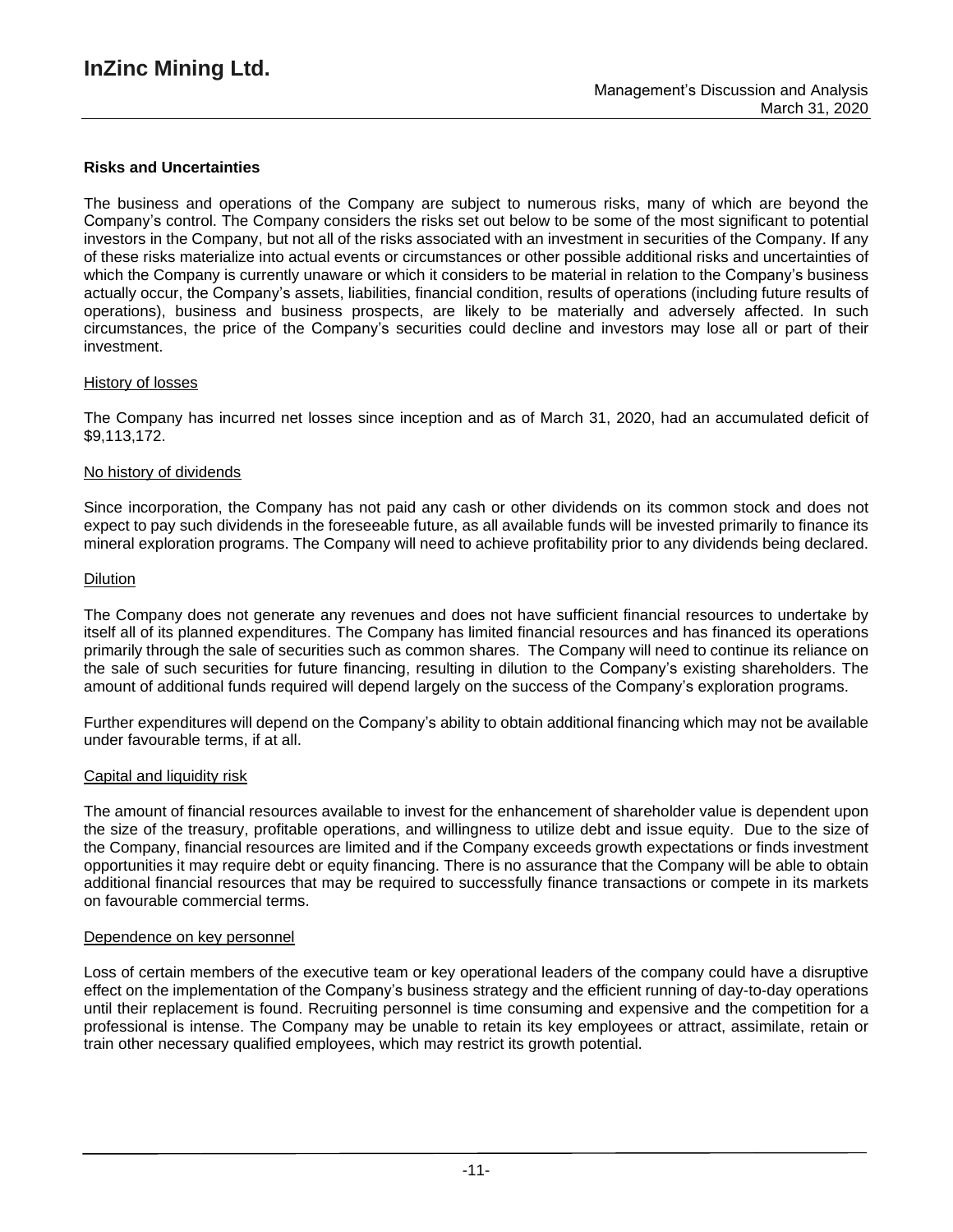## Risks and Uncertainties

The business and operations of the Company are subject to numerous risks, many of which are beyond the Company's control. The Company considers the risks set out below to be some of the most significant to potential investors in the Company, but not all of the risks associated with an investment in securities of the Company. If any of these risks materialize into actual events or circumstances or other possible additional risks and uncertainties of which the Company is currently unaware or which it considers to be material in relation to the Company's business actually occur, the Company's assets, liabilities, financial condition, results of operations (including future results of operations), business and business prospects, are likely to be materially and adversely affected. In such circumstances, the price of the Company's securities could decline and investors may lose all or part of their investment.

### History of losses

The Company has incurred net losses since inception and as of March 31, 2020, had an accumulated deficit of $9,113,172.

### No history of dividends

Since incorporation, the Company has not paid any cash or other dividends on its common stock and does not expect to pay such dividends in the foreseeable future, as all available funds will be invested primarily to finance its mineral exploration programs. The Company will need to achieve profitability prior to any dividends being declared.

### Dilution

The Company does not generate any revenues and does not have sufficient financial resources to undertake by itself all of its planned expenditures. The Company has limited financial resources and has financed its operations primarily through the sale of securities such as common shares. The Company will need to continue its reliance on the sale of such securities for future financing, resulting in dilution to the Company's existing shareholders. The amount of additional funds required will depend largely on the success of the Company's exploration programs.

Further expenditures will depend on the Company's ability to obtain additional financing which may not be available under favourable terms, if at all.

### Capital and liquidity risk

The amount of financial resources available to invest for the enhancement of shareholder value is dependent upon the size of the treasury, profitable operations, and willingness to utilize debt and issue equity. Due to the size of the Company, financial resources are limited and if the Company exceeds growth expectations or finds investment opportunities it may require debt or equity financing. There is no assurance that the Company will be able to obtain additional financial resources that may be required to successfully finance transactions or compete in its markets on favourable commercial terms.

### Dependence on key personnel

Loss of certain members of the executive team or key operational leaders of the company could have a disruptive effect on the implementation of the Company's business strategy and the efficient running of day-to-day operations until their replacement is found. Recruiting personnel is time consuming and expensive and the competition for a professional is intense. The Company may be unable to retain its key employees or attract, assimilate, retain or train other necessary qualified employees, which may restrict its growth potential.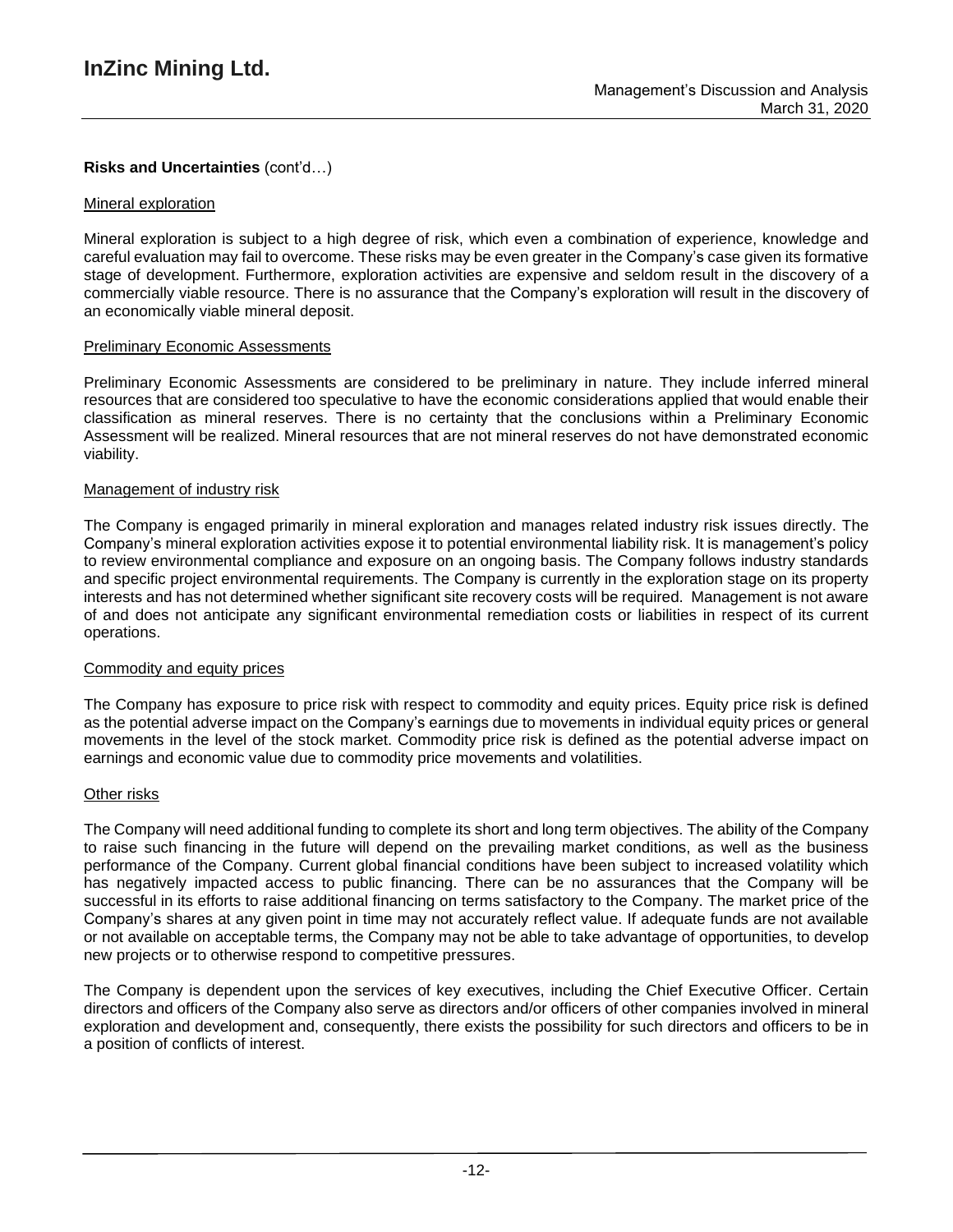**Risks and Uncertainties** (cont'd…)

Mineral exploration

Mineral exploration is subject to a high degree of risk, which even a combination of experience, knowledge and careful evaluation may fail to overcome. These risks may be even greater in the Company's case given its formative stage of development. Furthermore, exploration activities are expensive and seldom result in the discovery of a commercially viable resource. There is no assurance that the Company's exploration will result in the discovery of an economically viable mineral deposit.

Preliminary Economic Assessments

Preliminary Economic Assessments are considered to be preliminary in nature. They include inferred mineral resources that are considered too speculative to have the economic considerations applied that would enable their classification as mineral reserves. There is no certainty that the conclusions within a Preliminary Economic Assessment will be realized. Mineral resources that are not mineral reserves do not have demonstrated economic viability.

Management of industry risk

The Company is engaged primarily in mineral exploration and manages related industry risk issues directly. The Company's mineral exploration activities expose it to potential environmental liability risk. It is management's policy to review environmental compliance and exposure on an ongoing basis. The Company follows industry standards and specific project environmental requirements. The Company is currently in the exploration stage on its property interests and has not determined whether significant site recovery costs will be required. Management is not aware of and does not anticipate any significant environmental remediation costs or liabilities in respect of its current operations.

Commodity and equity prices

The Company has exposure to price risk with respect to commodity and equity prices. Equity price risk is defined as the potential adverse impact on the Company's earnings due to movements in individual equity prices or general movements in the level of the stock market. Commodity price risk is defined as the potential adverse impact on earnings and economic value due to commodity price movements and volatilities.

Other risks

The Company will need additional funding to complete its short and long term objectives. The ability of the Company to raise such financing in the future will depend on the prevailing market conditions, as well as the business performance of the Company. Current global financial conditions have been subject to increased volatility which has negatively impacted access to public financing. There can be no assurances that the Company will be successful in its efforts to raise additional financing on terms satisfactory to the Company. The market price of the Company's shares at any given point in time may not accurately reflect value. If adequate funds are not available or not available on acceptable terms, the Company may not be able to take advantage of opportunities, to develop new projects or to otherwise respond to competitive pressures.

The Company is dependent upon the services of key executives, including the Chief Executive Officer. Certain directors and officers of the Company also serve as directors and/or officers of other companies involved in mineral exploration and development and, consequently, there exists the possibility for such directors and officers to be in a position of conflicts of interest.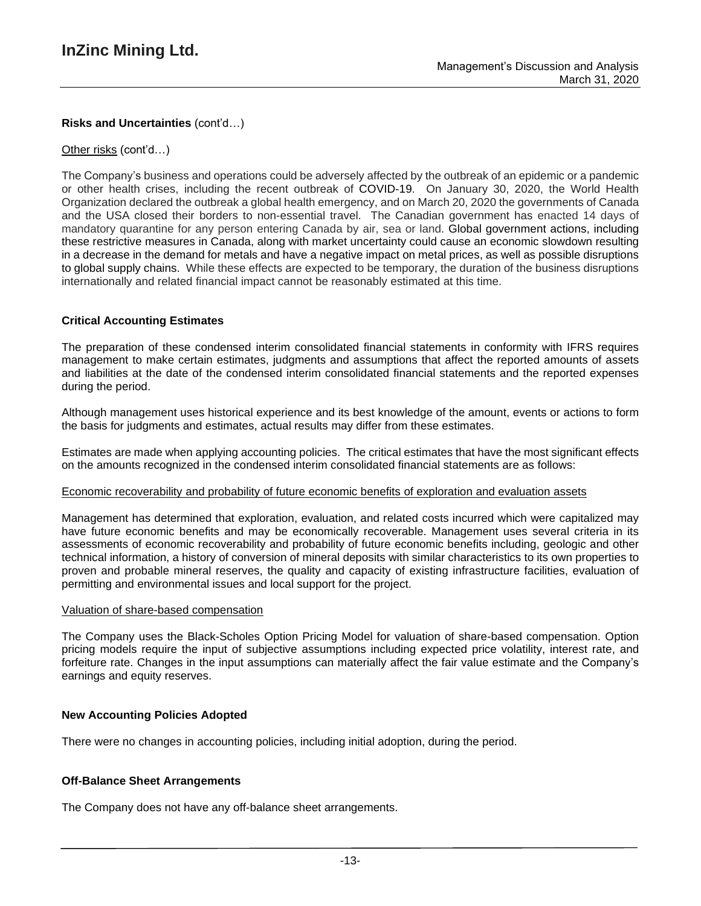**Risks and Uncertainties** (cont'd…)

Other risks (cont'd…)

The Company's business and operations could be adversely affected by the outbreak of an epidemic or a pandemic or other health crises, including the recent outbreak of COVID-19. On January 30, 2020, the World Health Organization declared the outbreak a global health emergency, and on March 20, 2020 the governments of Canada and the USA closed their borders to non-essential travel. The Canadian government has enacted 14 days of mandatory quarantine for any person entering Canada by air, sea or land. Global government actions, including these restrictive measures in Canada, along with market uncertainty could cause an economic slowdown resulting in a decrease in the demand for metals and have a negative impact on metal prices, as well as possible disruptions to global supply chains. While these effects are expected to be temporary, the duration of the business disruptions internationally and related financial impact cannot be reasonably estimated at this time.

## Critical Accounting Estimates

The preparation of these condensed interim consolidated financial statements in conformity with IFRS requires management to make certain estimates, judgments and assumptions that affect the reported amounts of assets and liabilities at the date of the condensed interim consolidated financial statements and the reported expenses during the period.

Although management uses historical experience and its best knowledge of the amount, events or actions to form the basis for judgments and estimates, actual results may differ from these estimates.

Estimates are made when applying accounting policies. The critical estimates that have the most significant effects on the amounts recognized in the condensed interim consolidated financial statements are as follows:

Economic recoverability and probability of future economic benefits of exploration and evaluation assets

Management has determined that exploration, evaluation, and related costs incurred which were capitalized may have future economic benefits and may be economically recoverable. Management uses several criteria in its assessments of economic recoverability and probability of future economic benefits including, geologic and other technical information, a history of conversion of mineral deposits with similar characteristics to its own properties to proven and probable mineral reserves, the quality and capacity of existing infrastructure facilities, evaluation of permitting and environmental issues and local support for the project.

Valuation of share-based compensation

The Company uses the Black-Scholes Option Pricing Model for valuation of share-based compensation. Option pricing models require the input of subjective assumptions including expected price volatility, interest rate, and forfeiture rate. Changes in the input assumptions can materially affect the fair value estimate and the Company's earnings and equity reserves.

## New Accounting Policies Adopted

There were no changes in accounting policies, including initial adoption, during the period.

## Off-Balance Sheet Arrangements

The Company does not have any off-balance sheet arrangements.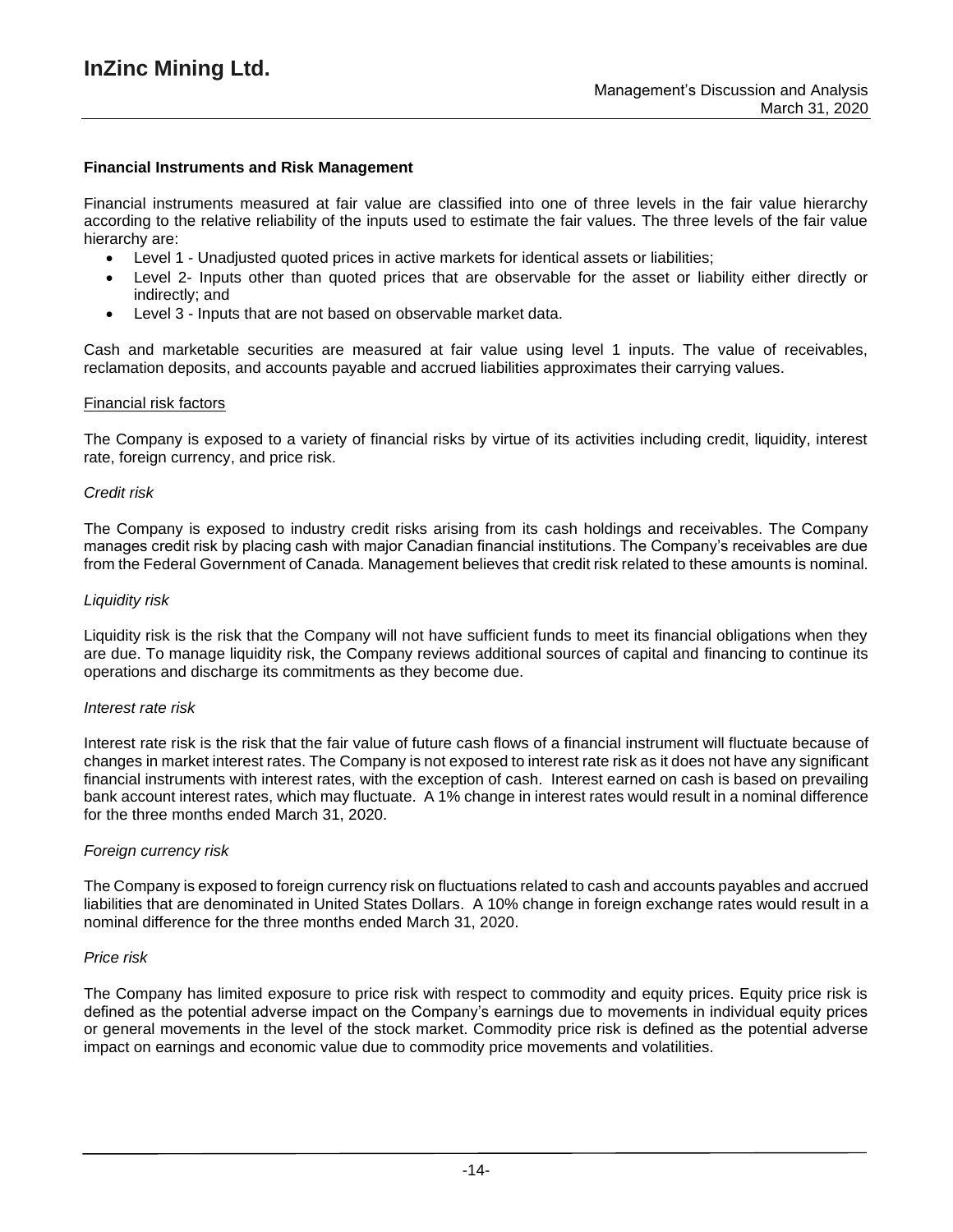## Financial Instruments and Risk Management

Financial instruments measured at fair value are classified into one of three levels in the fair value hierarchy according to the relative reliability of the inputs used to estimate the fair values. The three levels of the fair value hierarchy are:

- Level 1 - Unadjusted quoted prices in active markets for identical assets or liabilities;
- Level 2- Inputs other than quoted prices that are observable for the asset or liability either directly or indirectly; and
- Level 3 - Inputs that are not based on observable market data.

Cash and marketable securities are measured at fair value using level 1 inputs. The value of receivables, reclamation deposits, and accounts payable and accrued liabilities approximates their carrying values.

### Financial risk factors

The Company is exposed to a variety of financial risks by virtue of its activities including credit, liquidity, interest rate, foreign currency, and price risk.

*Credit risk*

The Company is exposed to industry credit risks arising from its cash holdings and receivables. The Company manages credit risk by placing cash with major Canadian financial institutions. The Company's receivables are due from the Federal Government of Canada. Management believes that credit risk related to these amounts is nominal.

*Liquidity risk*

Liquidity risk is the risk that the Company will not have sufficient funds to meet its financial obligations when they are due. To manage liquidity risk, the Company reviews additional sources of capital and financing to continue its operations and discharge its commitments as they become due.

*Interest rate risk*

Interest rate risk is the risk that the fair value of future cash flows of a financial instrument will fluctuate because of changes in market interest rates. The Company is not exposed to interest rate risk as it does not have any significant financial instruments with interest rates, with the exception of cash. Interest earned on cash is based on prevailing bank account interest rates, which may fluctuate. A 1% change in interest rates would result in a nominal difference for the three months ended March 31, 2020.

*Foreign currency risk*

The Company is exposed to foreign currency risk on fluctuations related to cash and accounts payables and accrued liabilities that are denominated in United States Dollars. A 10% change in foreign exchange rates would result in a nominal difference for the three months ended March 31, 2020.

*Price risk*

The Company has limited exposure to price risk with respect to commodity and equity prices. Equity price risk is defined as the potential adverse impact on the Company's earnings due to movements in individual equity prices or general movements in the level of the stock market. Commodity price risk is defined as the potential adverse impact on earnings and economic value due to commodity price movements and volatilities.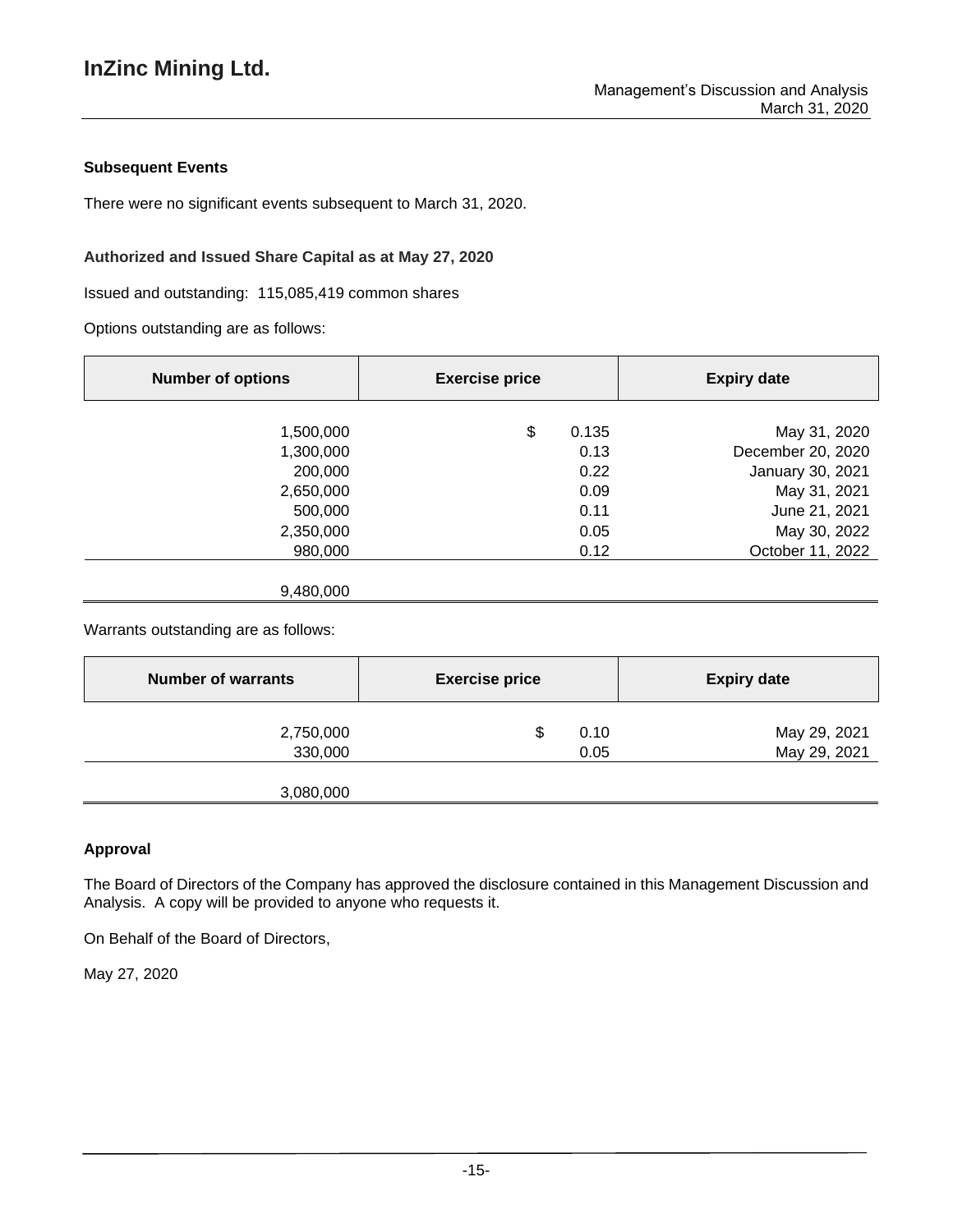### Subsequent Events

There were no significant events subsequent to March 31, 2020.

### Authorized and Issued Share Capital as at May 27, 2020

Issued and outstanding: 115,085,419 common shares

Options outstanding are as follows:

| Number of options | Exercise price | Expiry date |
|---|---|---|
| 1,500,000 | $ 0.135 | May 31, 2020 |
| 1,300,000 | 0.13 | December 20, 2020 |
| 200,000 | 0.22 | January 30, 2021 |
| 2,650,000 | 0.09 | May 31, 2021 |
| 500,000 | 0.11 | June 21, 2021 |
| 2,350,000 | 0.05 | May 30, 2022 |
| 980,000 | 0.12 | October 11, 2022 |
| 9,480,000 | | |

Warrants outstanding are as follows:

| Number of warrants | Exercise price | Expiry date |
|---|---|---|
| 2,750,000 | $ 0.10 | May 29, 2021 |
| 330,000 | 0.05 | May 29, 2021 |
| 3,080,000 | | |

### Approval

The Board of Directors of the Company has approved the disclosure contained in this Management Discussion and Analysis. A copy will be provided to anyone who requests it.

On Behalf of the Board of Directors,

May 27, 2020